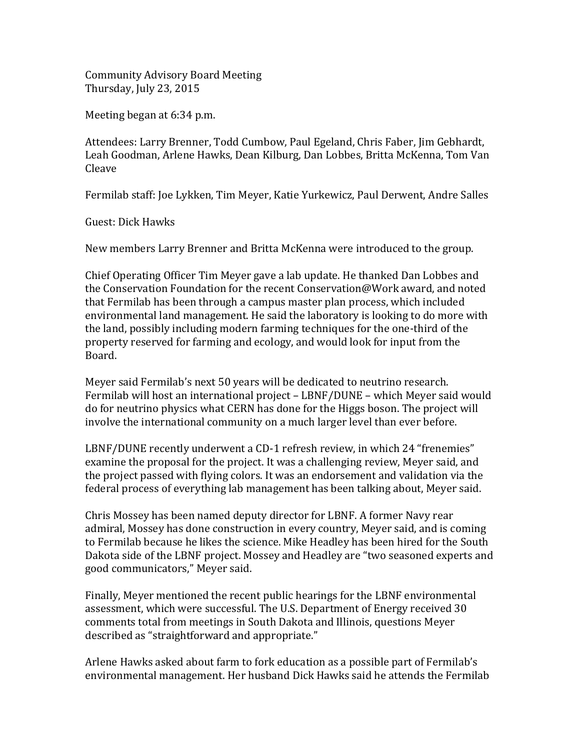Community Advisory Board Meeting
Thursday, July 23, 2015

Meeting began at 6:34 p.m.

Attendees: Larry Brenner, Todd Cumbow, Paul Egeland, Chris Faber, Jim Gebhardt, Leah Goodman, Arlene Hawks, Dean Kilburg, Dan Lobbes, Britta McKenna, Tom Van Cleave

Fermilab staff: Joe Lykken, Tim Meyer, Katie Yurkewicz, Paul Derwent, Andre Salles

Guest: Dick Hawks

New members Larry Brenner and Britta McKenna were introduced to the group.

Chief Operating Officer Tim Meyer gave a lab update. He thanked Dan Lobbes and the Conservation Foundation for the recent Conservation@Work award, and noted that Fermilab has been through a campus master plan process, which included environmental land management. He said the laboratory is looking to do more with the land, possibly including modern farming techniques for the one-third of the property reserved for farming and ecology, and would look for input from the Board.

Meyer said Fermilab's next 50 years will be dedicated to neutrino research. Fermilab will host an international project – LBNF/DUNE – which Meyer said would do for neutrino physics what CERN has done for the Higgs boson. The project will involve the international community on a much larger level than ever before.

LBNF/DUNE recently underwent a CD-1 refresh review, in which 24 "frenemies" examine the proposal for the project. It was a challenging review, Meyer said, and the project passed with flying colors. It was an endorsement and validation via the federal process of everything lab management has been talking about, Meyer said.

Chris Mossey has been named deputy director for LBNF. A former Navy rear admiral, Mossey has done construction in every country, Meyer said, and is coming to Fermilab because he likes the science. Mike Headley has been hired for the South Dakota side of the LBNF project. Mossey and Headley are "two seasoned experts and good communicators," Meyer said.

Finally, Meyer mentioned the recent public hearings for the LBNF environmental assessment, which were successful. The U.S. Department of Energy received 30 comments total from meetings in South Dakota and Illinois, questions Meyer described as "straightforward and appropriate."

Arlene Hawks asked about farm to fork education as a possible part of Fermilab's environmental management. Her husband Dick Hawks said he attends the Fermilab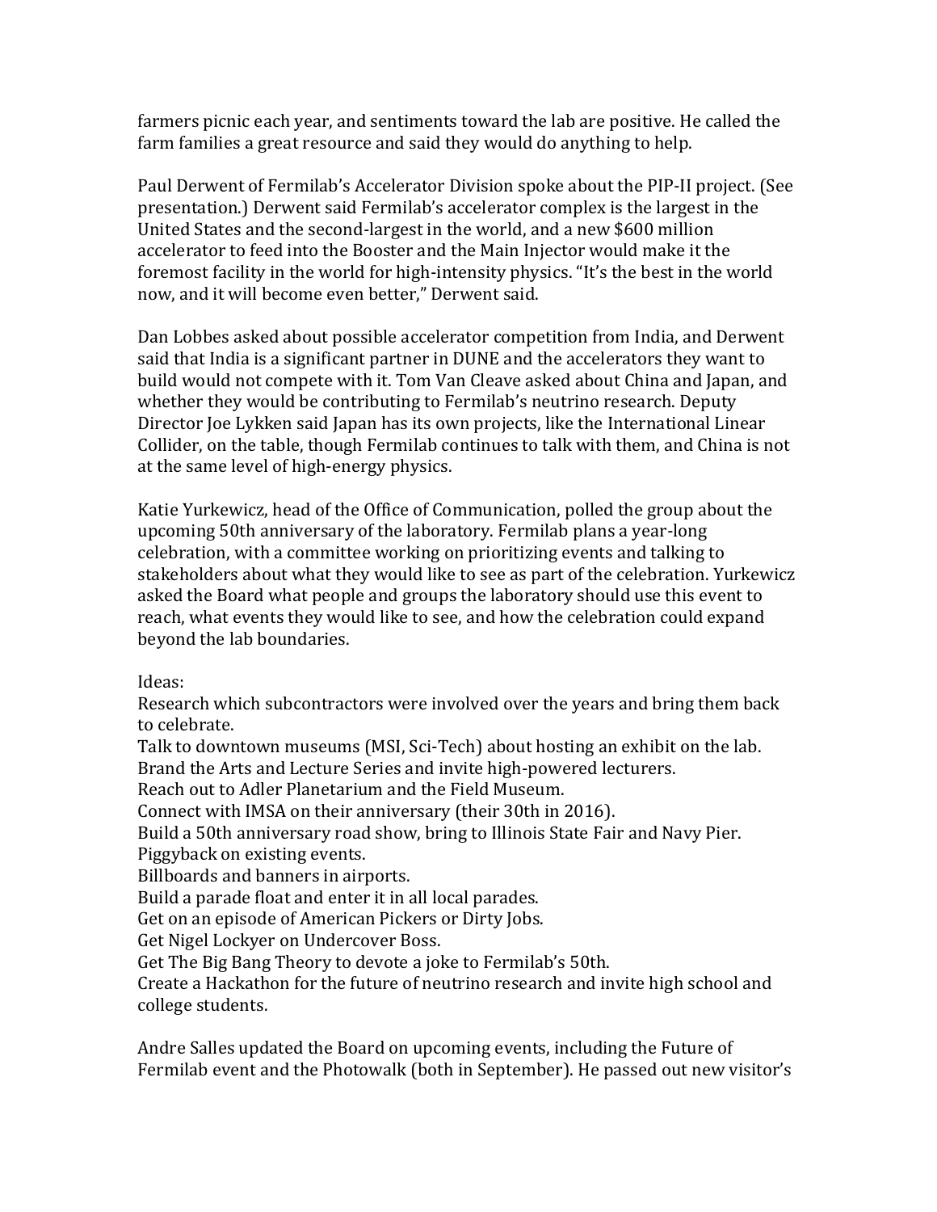farmers picnic each year, and sentiments toward the lab are positive. He called the farm families a great resource and said they would do anything to help.

Paul Derwent of Fermilab's Accelerator Division spoke about the PIP-II project. (See presentation.) Derwent said Fermilab's accelerator complex is the largest in the United States and the second-largest in the world, and a new $600 million accelerator to feed into the Booster and the Main Injector would make it the foremost facility in the world for high-intensity physics. "It's the best in the world now, and it will become even better," Derwent said.

Dan Lobbes asked about possible accelerator competition from India, and Derwent said that India is a significant partner in DUNE and the accelerators they want to build would not compete with it. Tom Van Cleave asked about China and Japan, and whether they would be contributing to Fermilab's neutrino research. Deputy Director Joe Lykken said Japan has its own projects, like the International Linear Collider, on the table, though Fermilab continues to talk with them, and China is not at the same level of high-energy physics.

Katie Yurkewicz, head of the Office of Communication, polled the group about the upcoming 50th anniversary of the laboratory. Fermilab plans a year-long celebration, with a committee working on prioritizing events and talking to stakeholders about what they would like to see as part of the celebration. Yurkewicz asked the Board what people and groups the laboratory should use this event to reach, what events they would like to see, and how the celebration could expand beyond the lab boundaries.

Ideas:
Research which subcontractors were involved over the years and bring them back to celebrate.
Talk to downtown museums (MSI, Sci-Tech) about hosting an exhibit on the lab.
Brand the Arts and Lecture Series and invite high-powered lecturers.
Reach out to Adler Planetarium and the Field Museum.
Connect with IMSA on their anniversary (their 30th in 2016).
Build a 50th anniversary road show, bring to Illinois State Fair and Navy Pier.
Piggyback on existing events.
Billboards and banners in airports.
Build a parade float and enter it in all local parades.
Get on an episode of American Pickers or Dirty Jobs.
Get Nigel Lockyer on Undercover Boss.
Get The Big Bang Theory to devote a joke to Fermilab's 50th.
Create a Hackathon for the future of neutrino research and invite high school and college students.

Andre Salles updated the Board on upcoming events, including the Future of Fermilab event and the Photowalk (both in September). He passed out new visitor's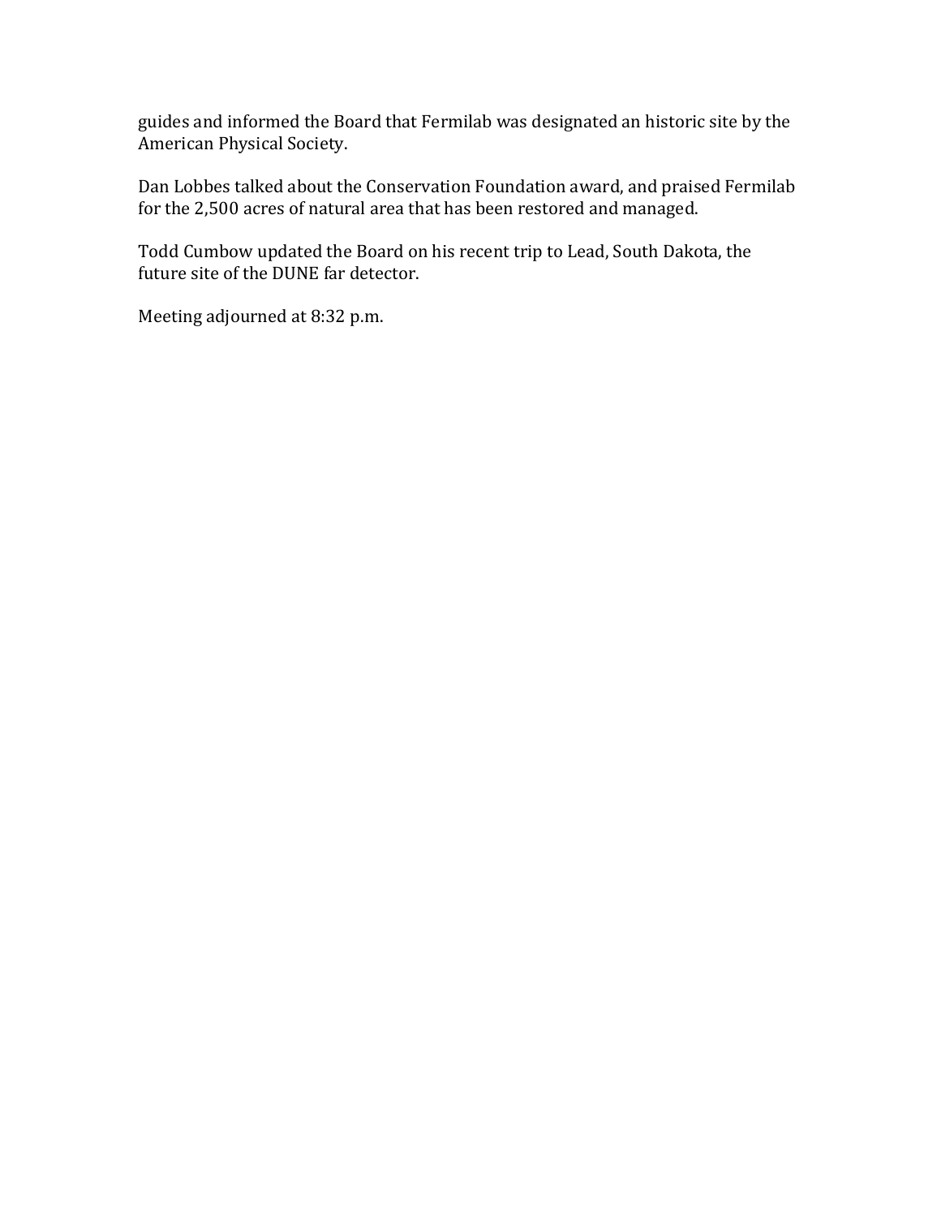guides and informed the Board that Fermilab was designated an historic site by the American Physical Society.

Dan Lobbes talked about the Conservation Foundation award, and praised Fermilab for the 2,500 acres of natural area that has been restored and managed.

Todd Cumbow updated the Board on his recent trip to Lead, South Dakota, the future site of the DUNE far detector.

Meeting adjourned at 8:32 p.m.